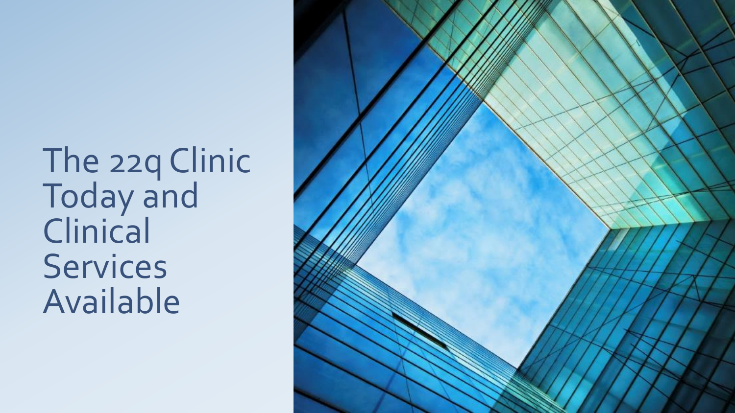# The 22q Clinic Today and Clinical Services Available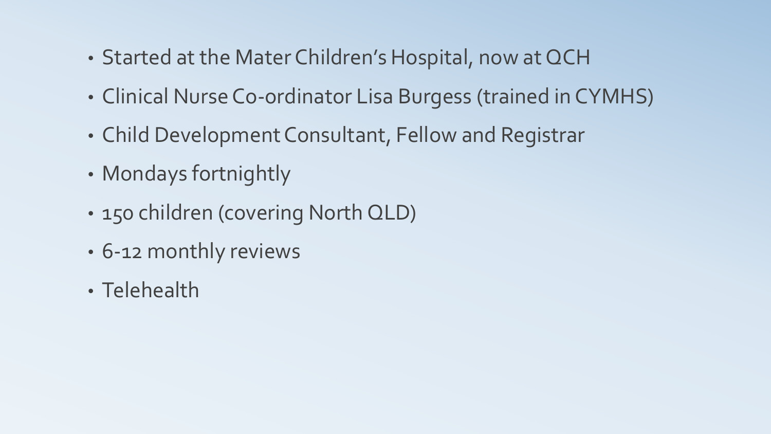- Started at the Mater Children's Hospital, now at QCH
- Clinical Nurse Co-ordinator Lisa Burgess (trained in CYMHS)
- Child Development Consultant, Fellow and Registrar
- Mondays fortnightly
- 150 children (covering North QLD)
- 6-12 monthly reviews
- Telehealth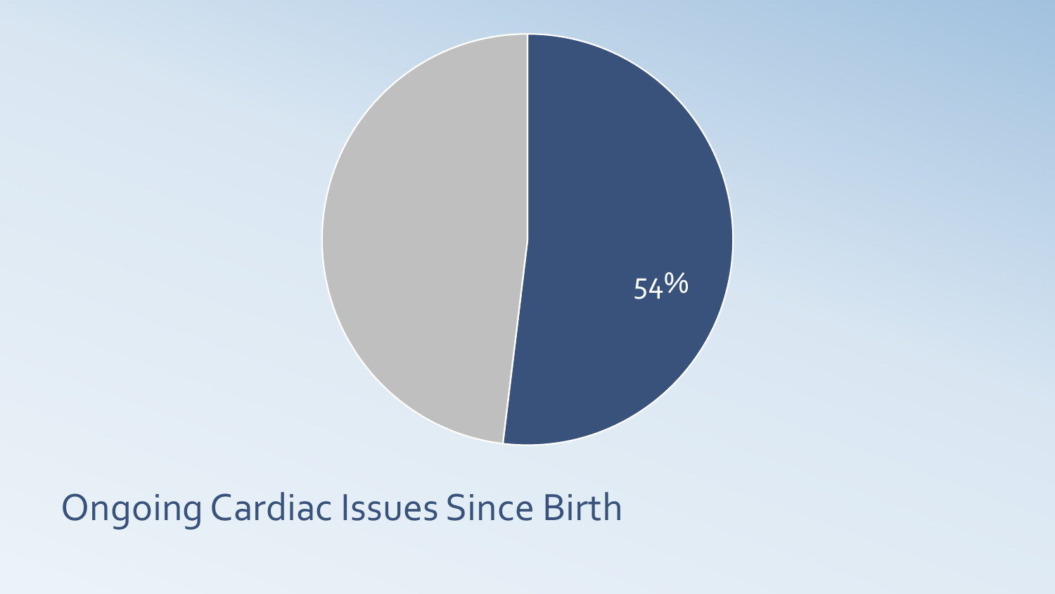54%

Ongoing Cardiac Issues Since Birth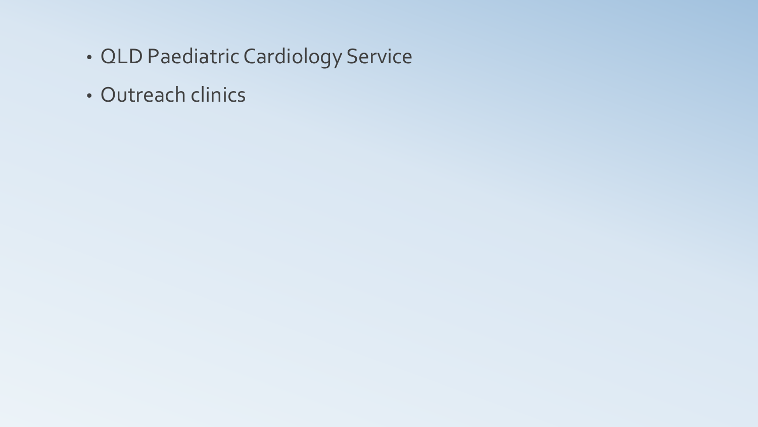- QLD Paediatric Cardiology Service
- Outreach clinics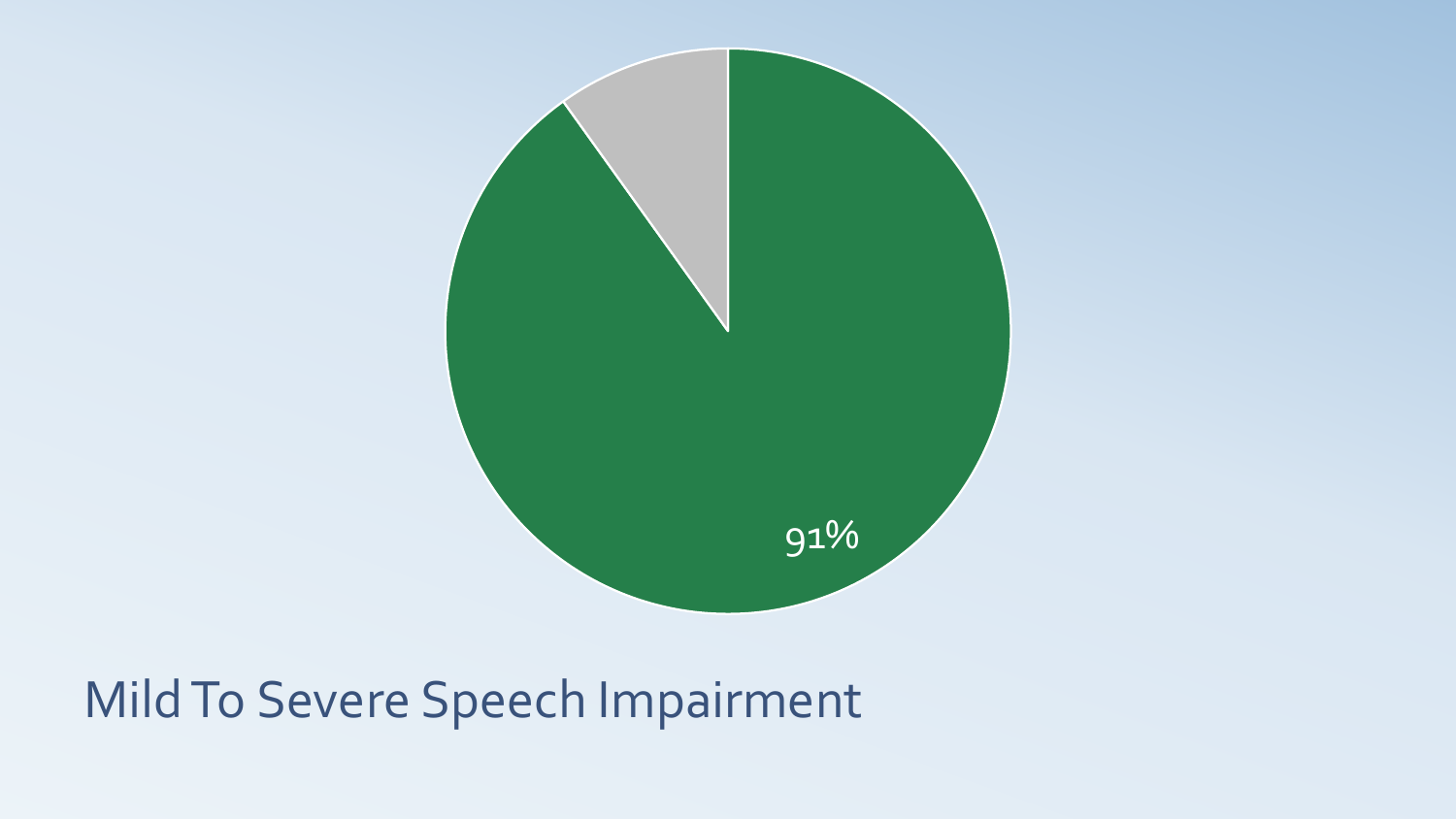91%

# Mild To Severe Speech Impairment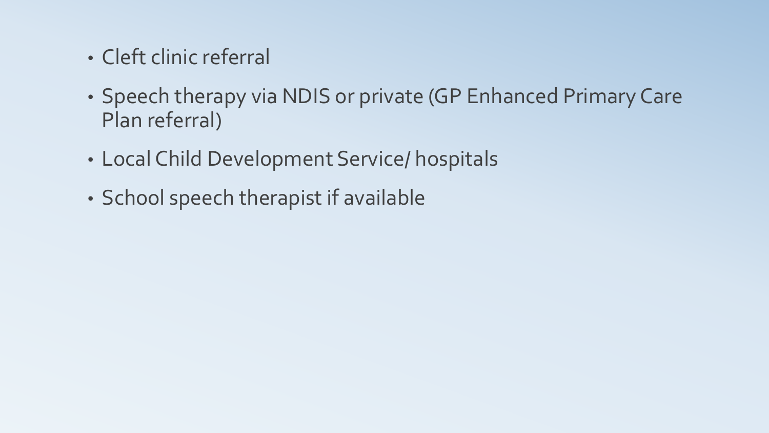- Cleft clinic referral
- Speech therapy via NDIS or private (GP Enhanced Primary Care Plan referral)
- Local Child Development Service/ hospitals
- School speech therapist if available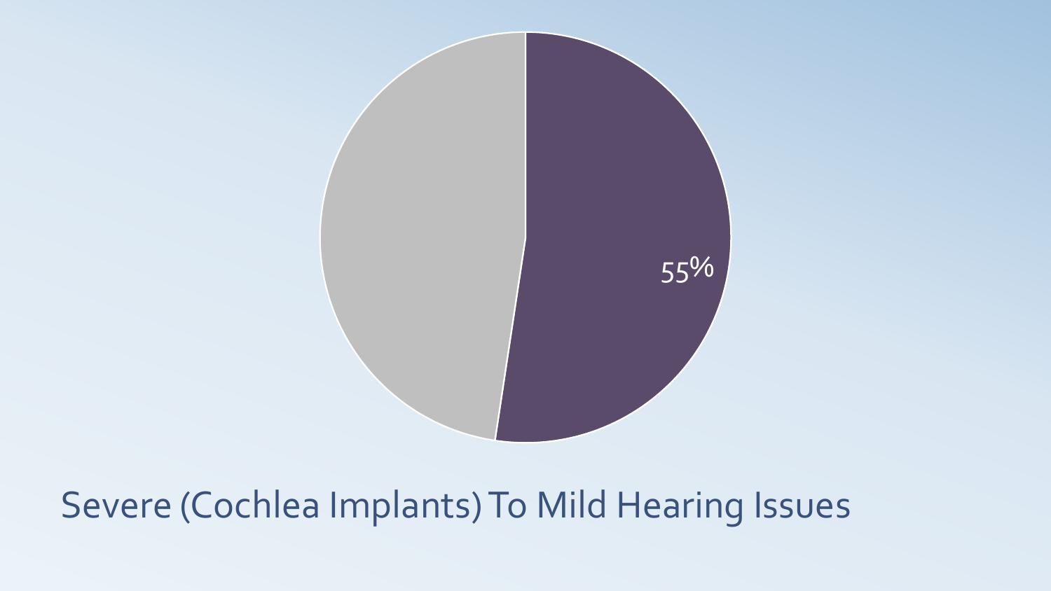55%

Severe (Cochlea Implants) To Mild Hearing Issues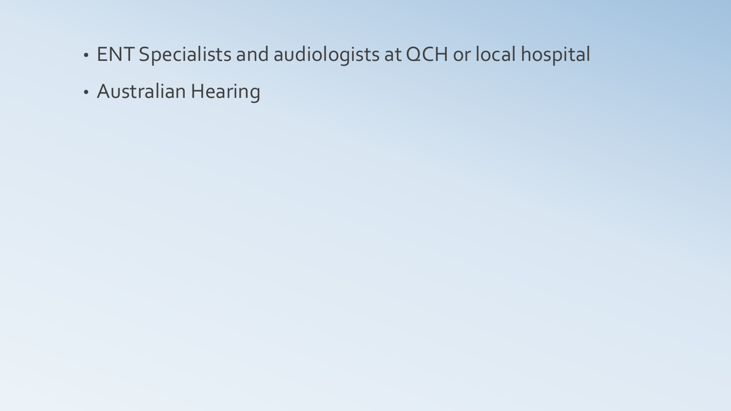- ENT Specialists and audiologists at QCH or local hospital
- Australian Hearing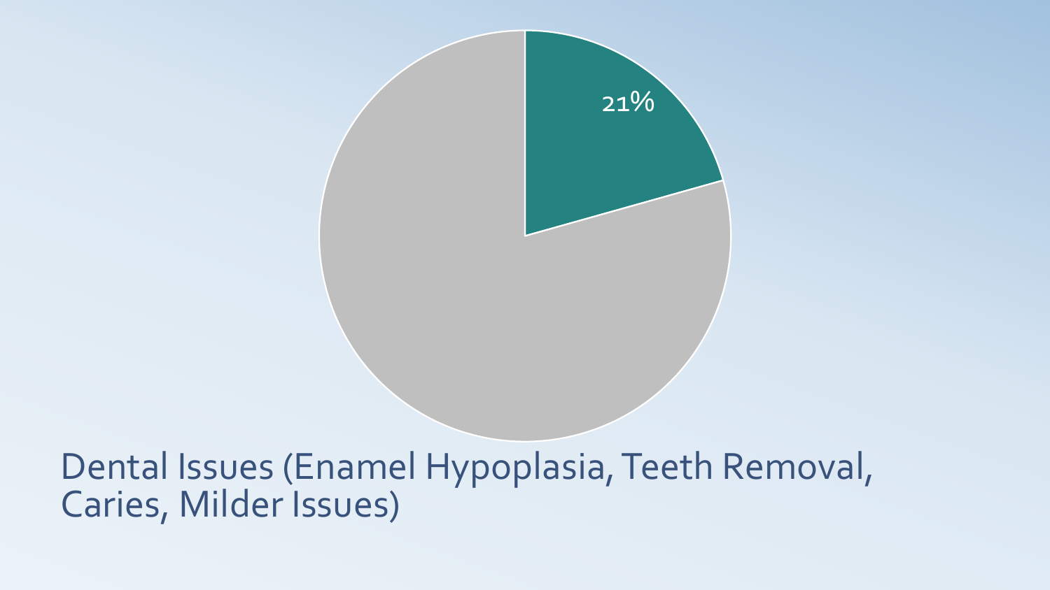21%

Dental Issues (Enamel Hypoplasia, Teeth Removal, Caries, Milder Issues)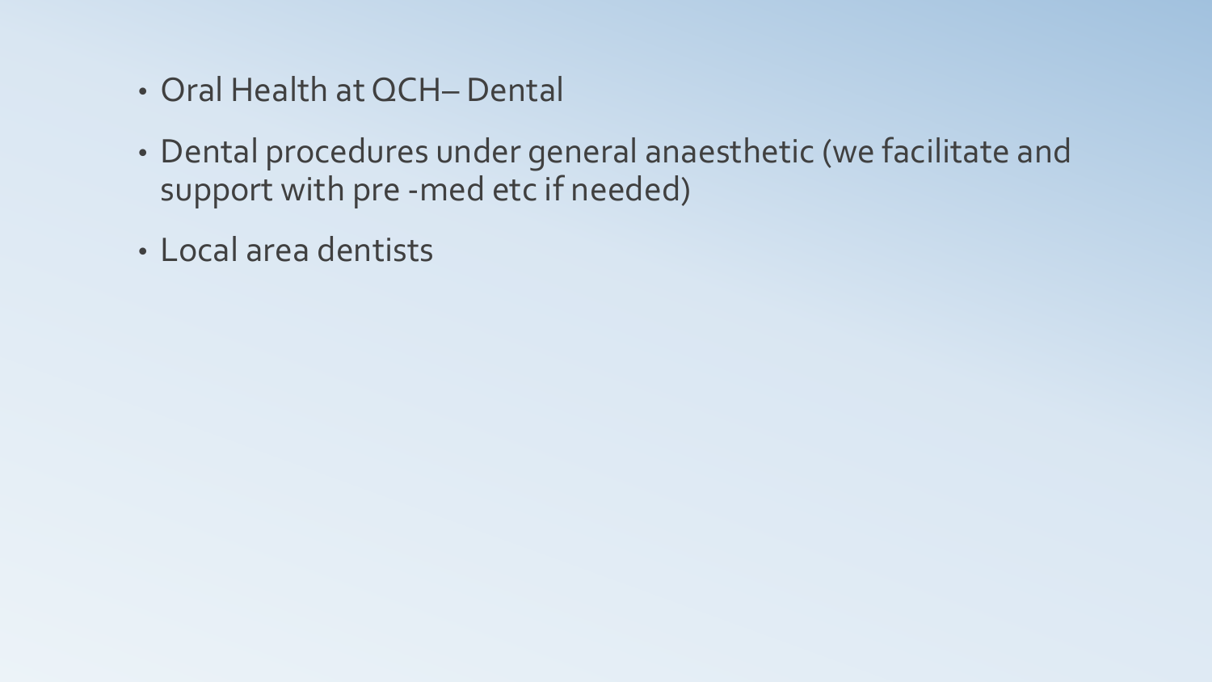- Oral Health at QCH– Dental
- Dental procedures under general anaesthetic (we facilitate and support with pre -med etc if needed)
- Local area dentists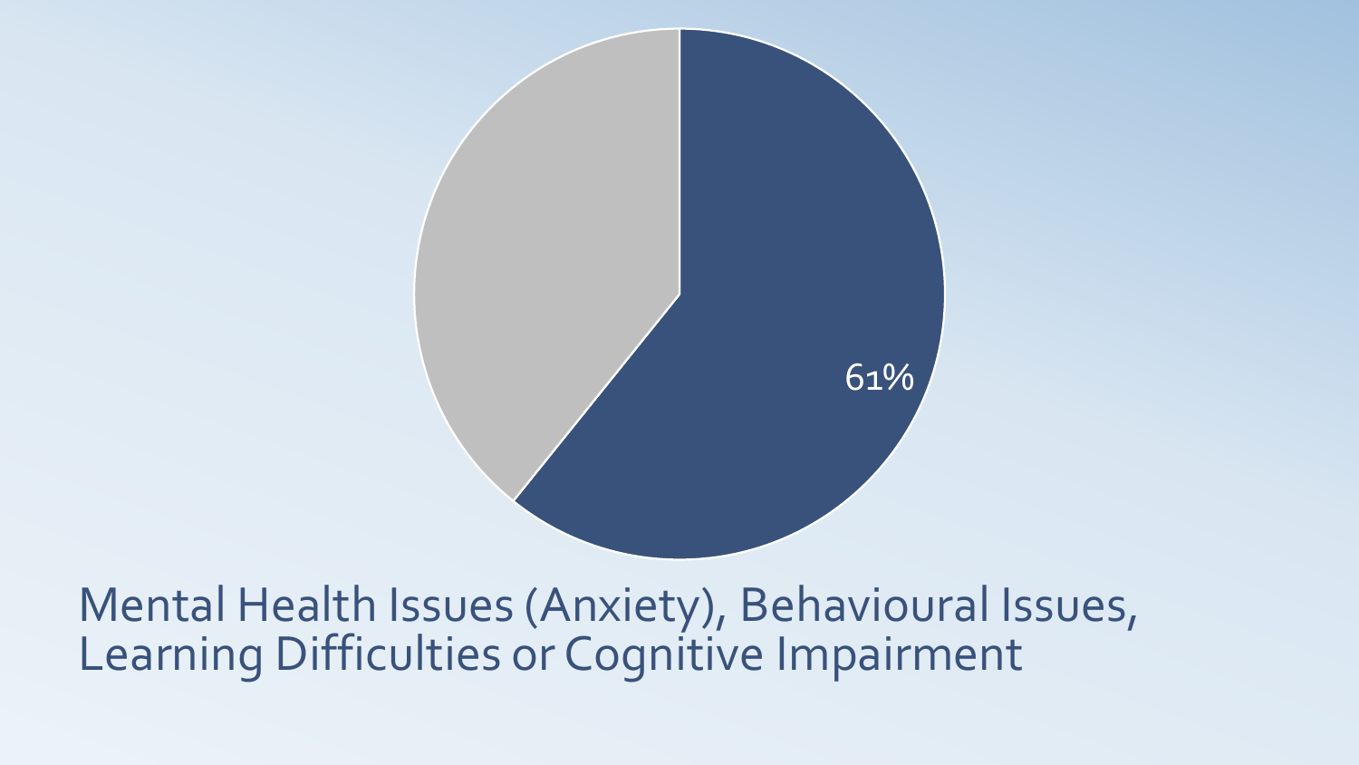61%

Mental Health Issues (Anxiety), Behavioural Issues, Learning Difficulties or Cognitive Impairment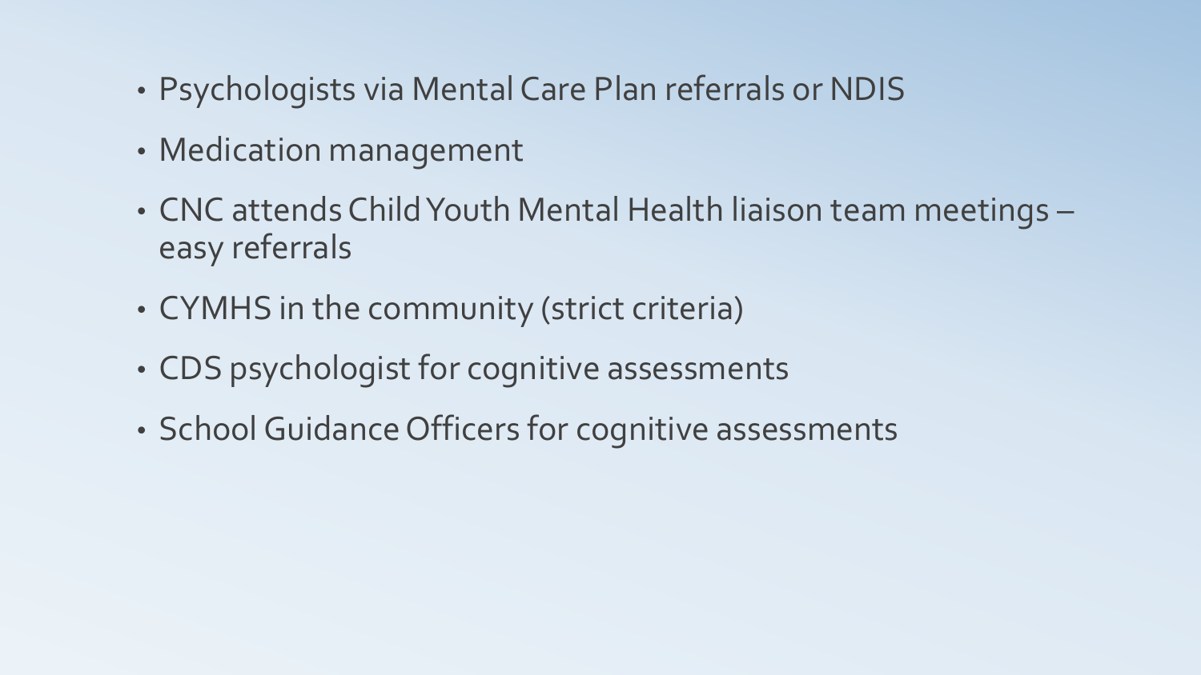- Psychologists via Mental Care Plan referrals or NDIS
- Medication management
- CNC attends Child Youth Mental Health liaison team meetings – easy referrals
- CYMHS in the community (strict criteria)
- CDS psychologist for cognitive assessments
- School Guidance Officers for cognitive assessments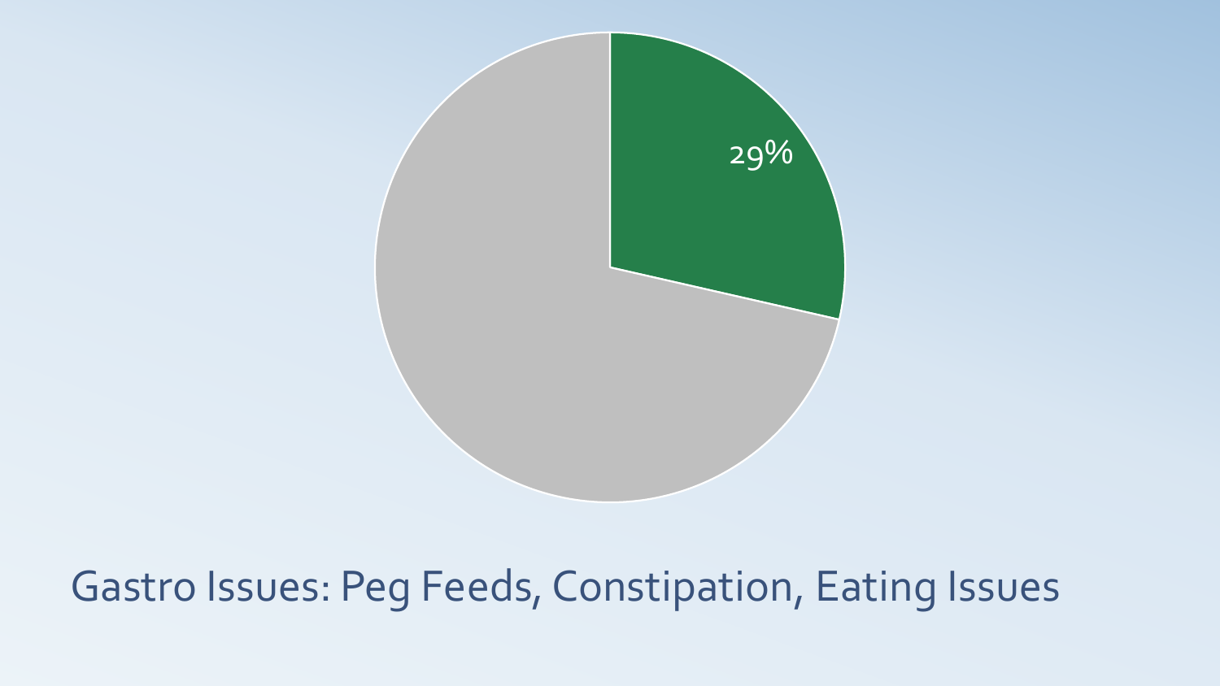29%

Gastro Issues: Peg Feeds, Constipation, Eating Issues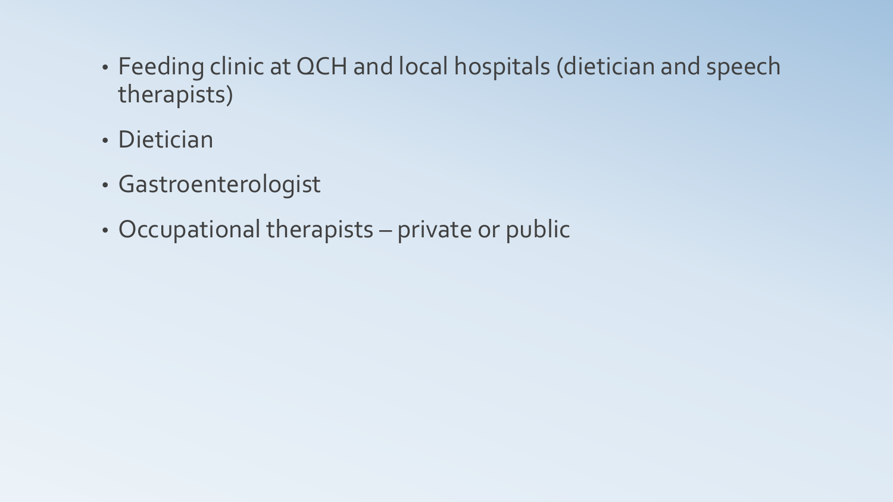- Feeding clinic at QCH and local hospitals (dietician and speech therapists)
- Dietician
- Gastroenterologist
- Occupational therapists – private or public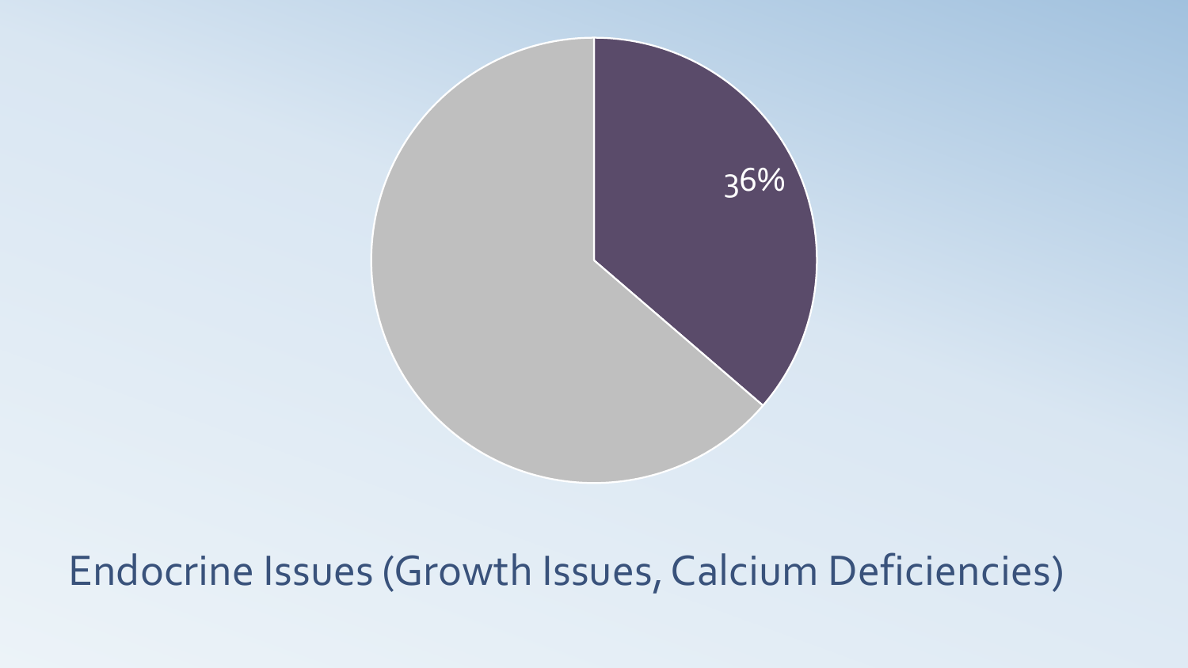36%

Endocrine Issues (Growth Issues, Calcium Deficiencies)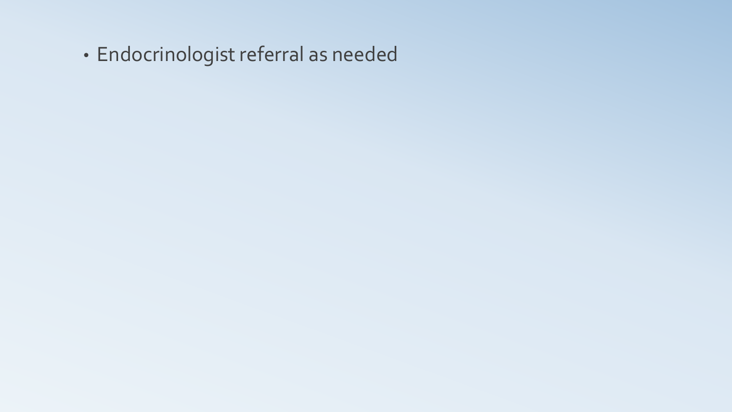- Endocrinologist referral as needed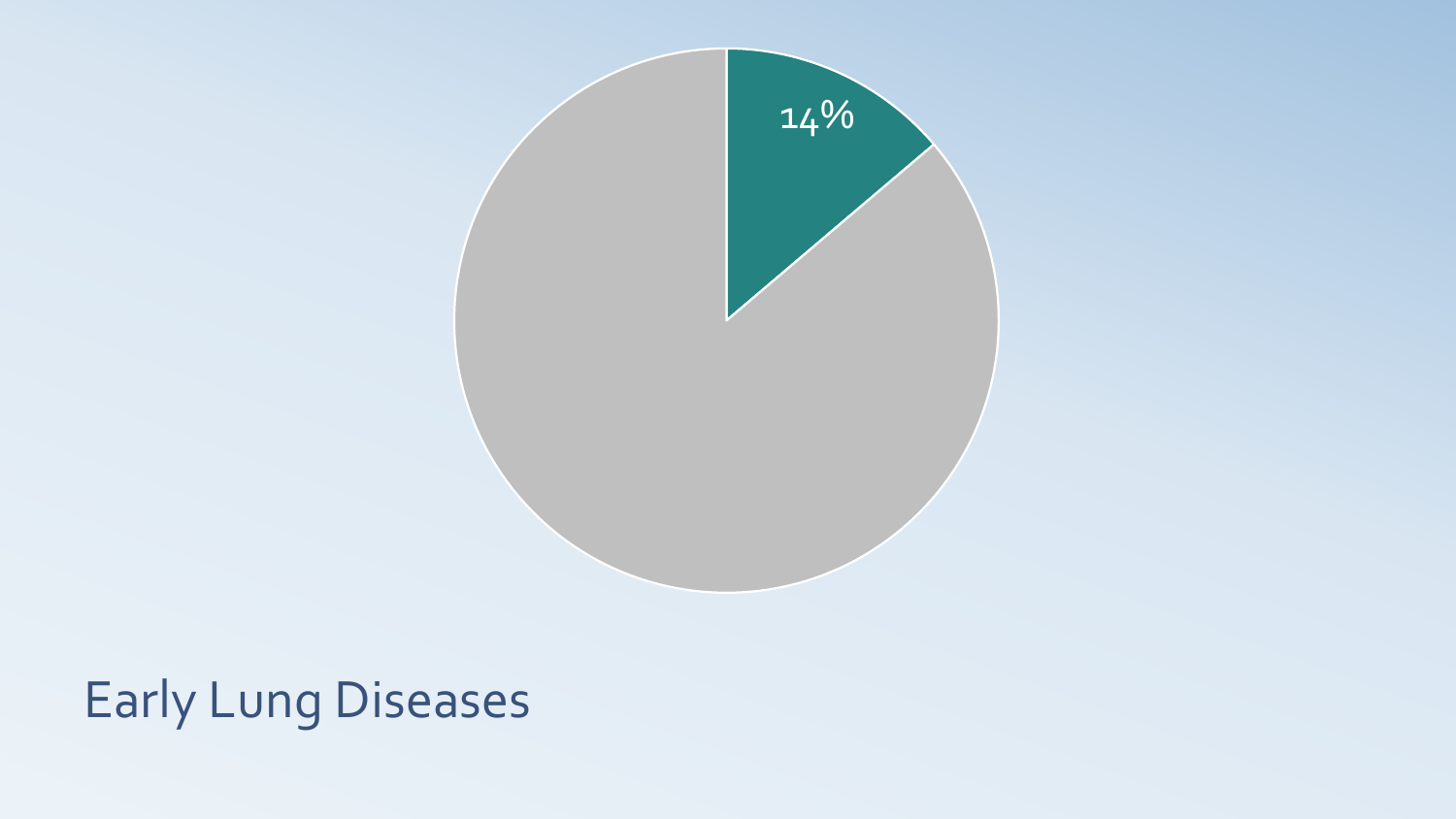14%

# Early Lung Diseases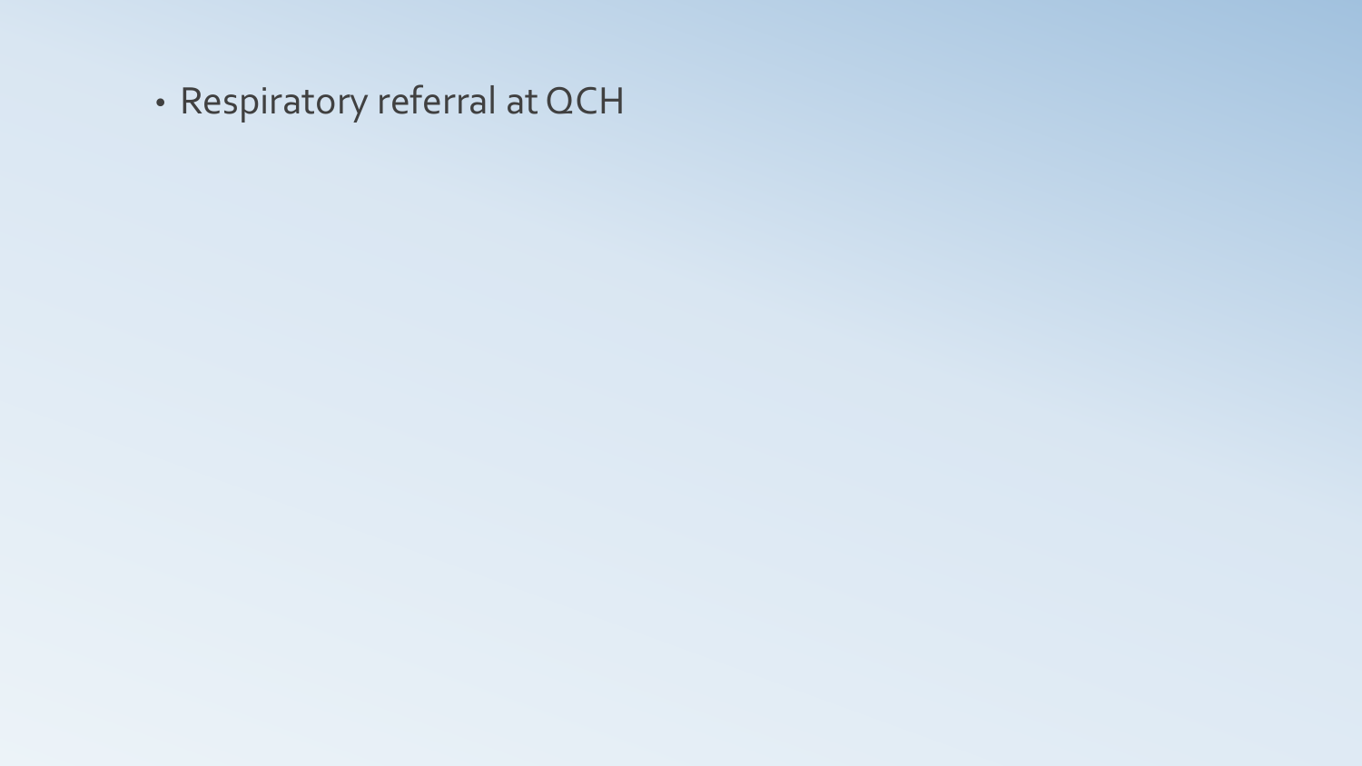- Respiratory referral at QCH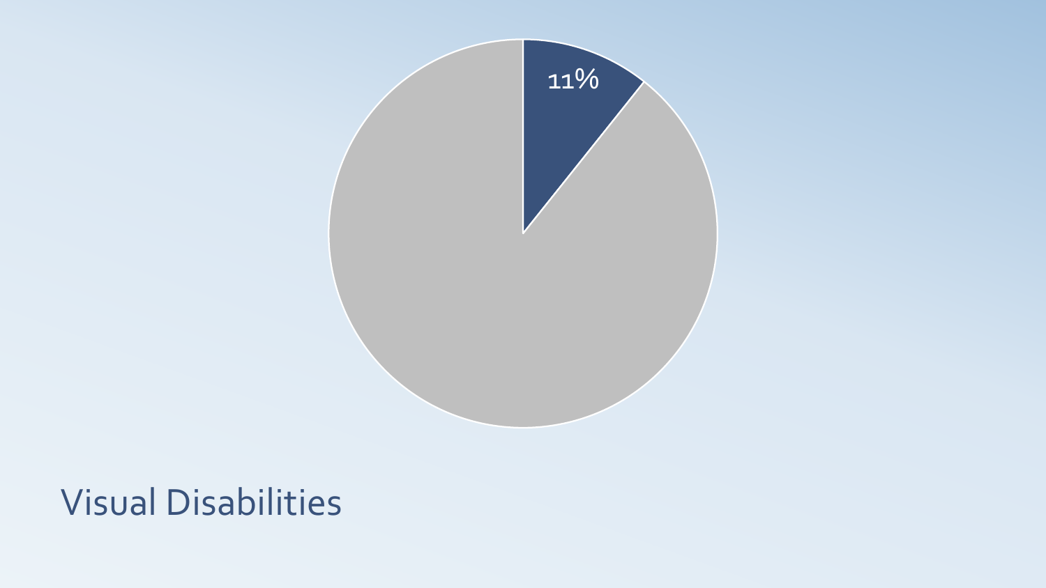11%

# Visual Disabilities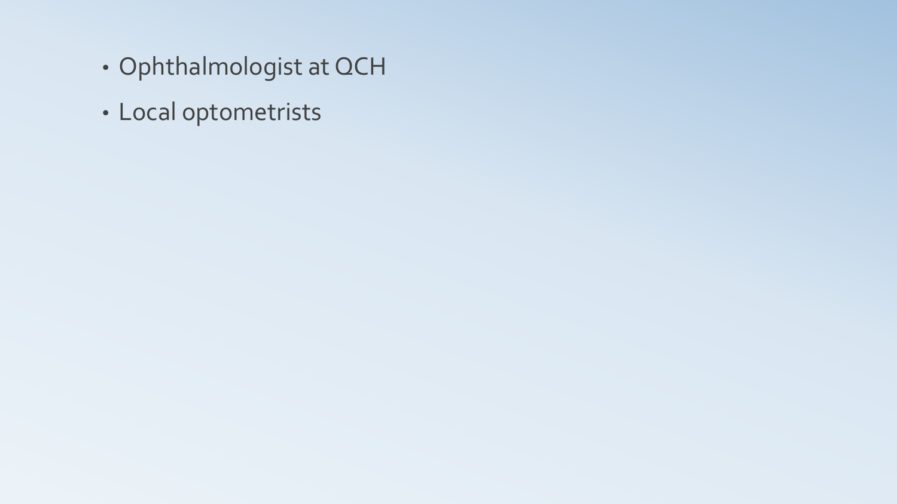- Ophthalmologist at QCH
- Local optometrists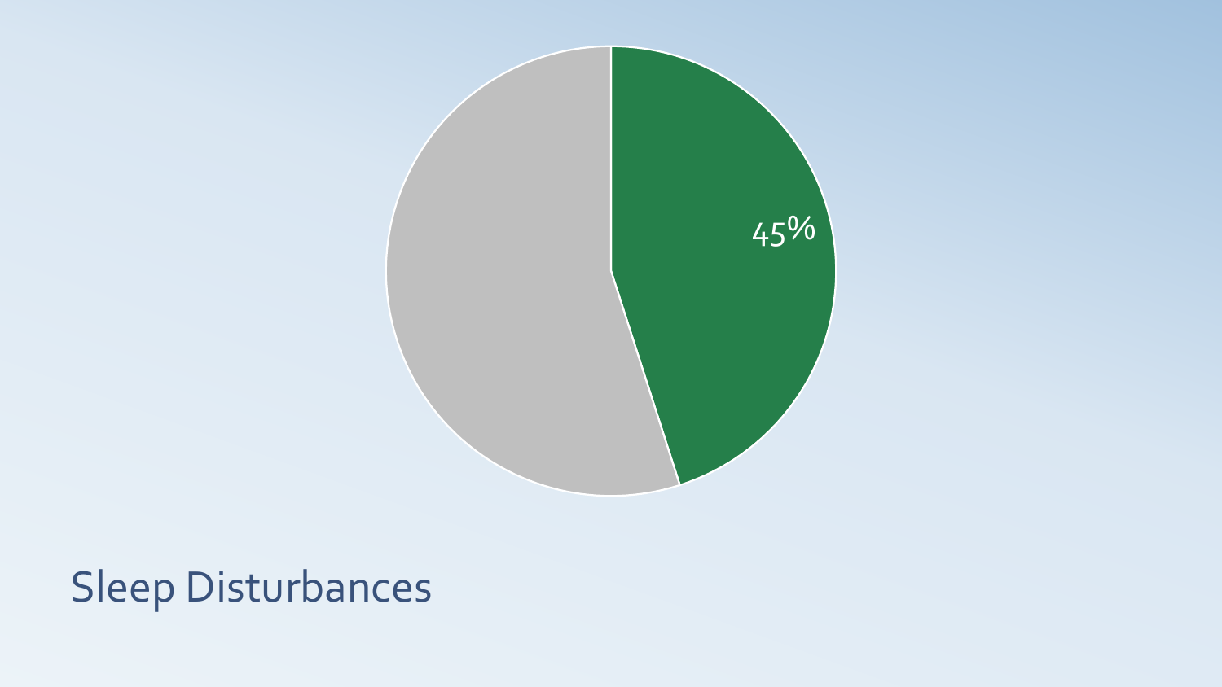45%

Sleep Disturbances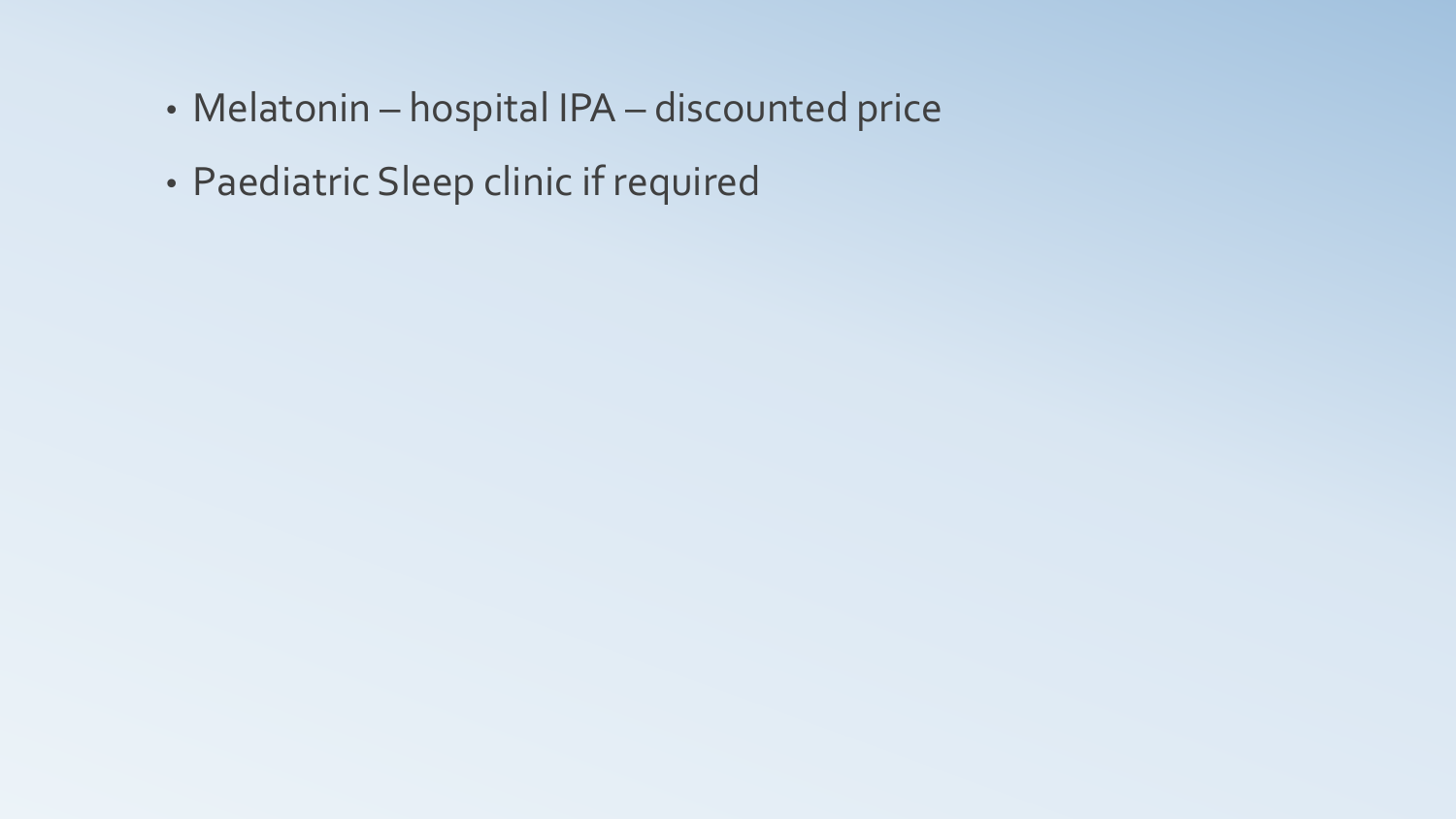- Melatonin – hospital IPA – discounted price
- Paediatric Sleep clinic if required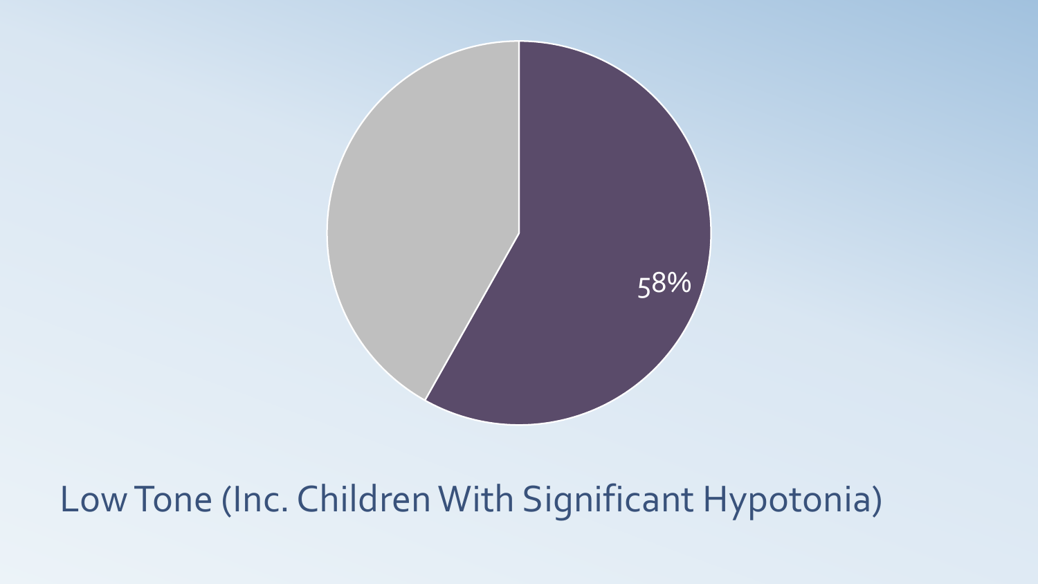58%

Low Tone (Inc. Children With Significant Hypotonia)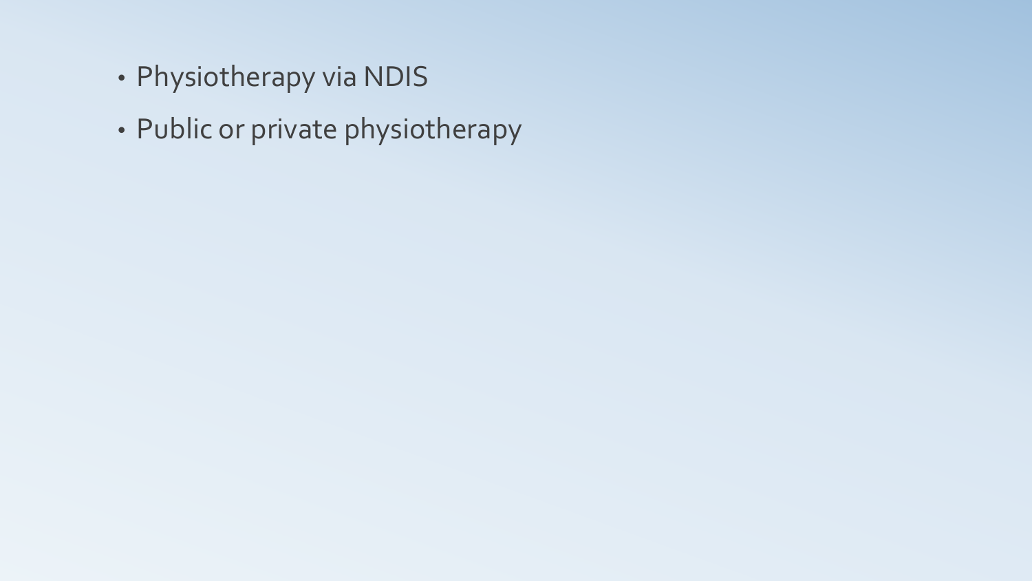- Physiotherapy via NDIS
- Public or private physiotherapy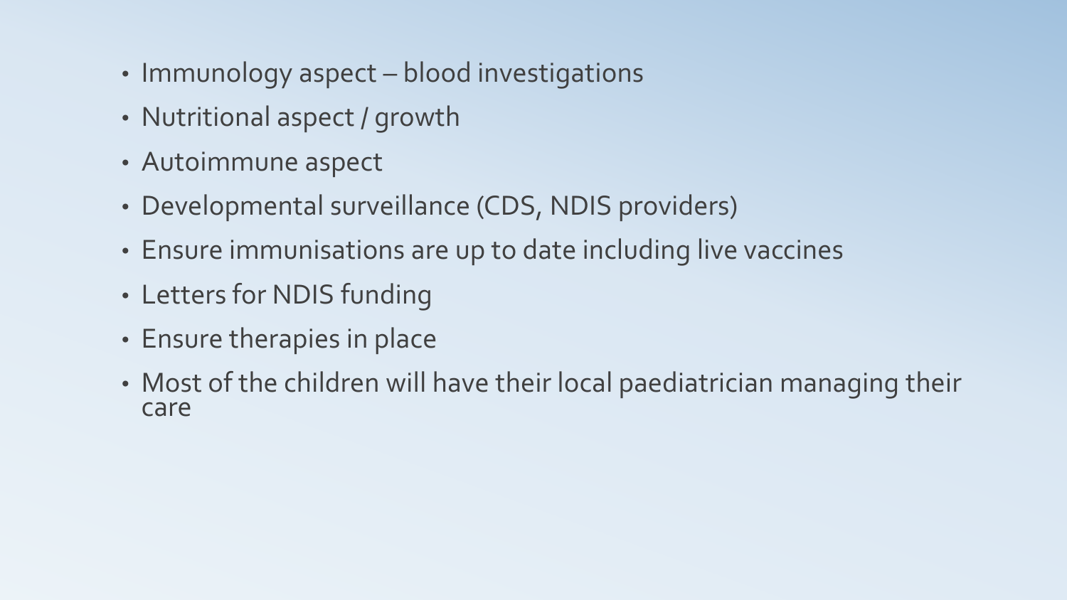- Immunology aspect – blood investigations
- Nutritional aspect / growth
- Autoimmune aspect
- Developmental surveillance (CDS, NDIS providers)
- Ensure immunisations are up to date including live vaccines
- Letters for NDIS funding
- Ensure therapies in place
- Most of the children will have their local paediatrician managing their care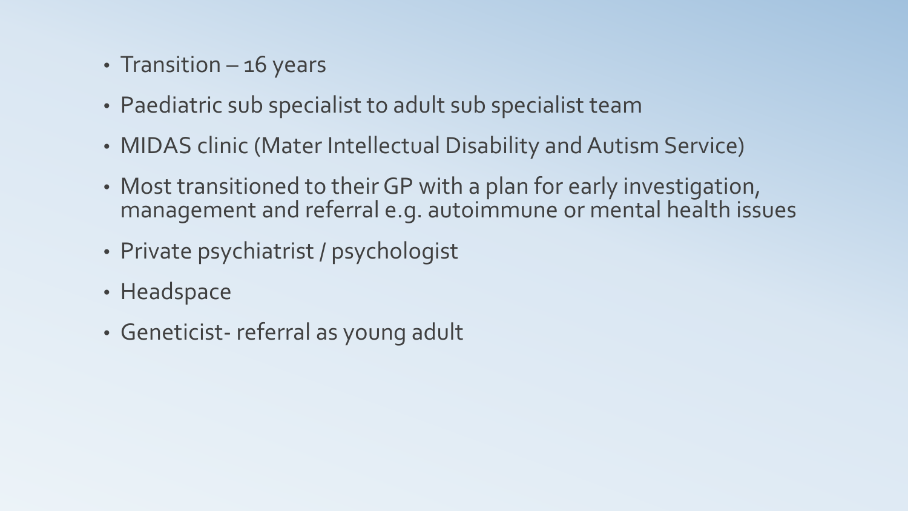- Transition – 16 years
- Paediatric sub specialist to adult sub specialist team
- MIDAS clinic (Mater Intellectual Disability and Autism Service)
- Most transitioned to their GP with a plan for early investigation, management and referral e.g. autoimmune or mental health issues
- Private psychiatrist / psychologist
- Headspace
- Geneticist- referral as young adult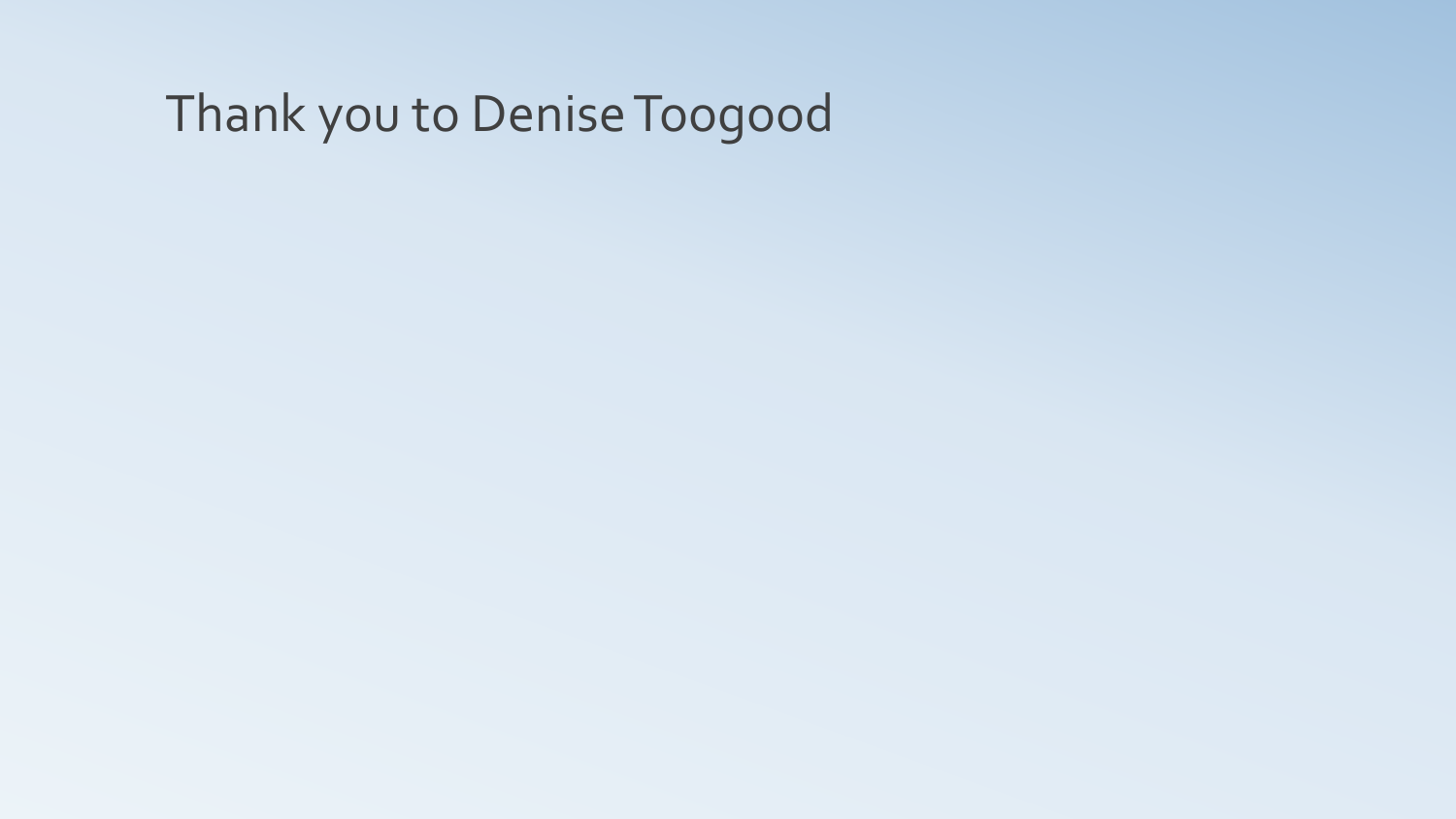# Thank you to Denise Toogood